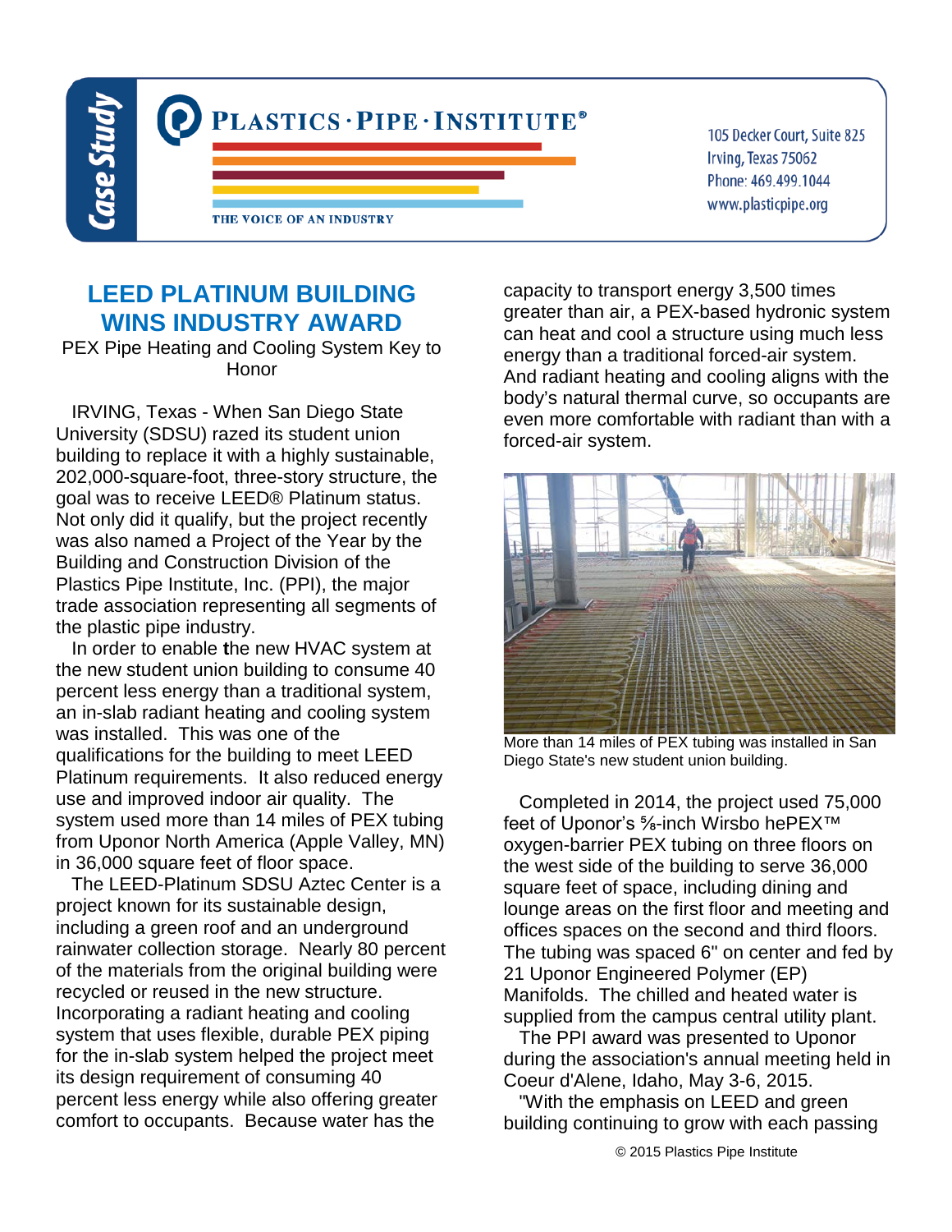Case Study

PLASTICS · PIPE · INSTITUTE®

THE VOICE OF AN INDUSTRY

105 Decker Court, Suite 825
Irving, Texas 75062
Phone: 469.499.1044
www.plasticpipe.org

# LEED PLATINUM BUILDING WINS INDUSTRY AWARD

PEX Pipe Heating and Cooling System Key to Honor

IRVING, Texas - When San Diego State University (SDSU) razed its student union building to replace it with a highly sustainable, 202,000-square-foot, three-story structure, the goal was to receive LEED® Platinum status. Not only did it qualify, but the project recently was also named a Project of the Year by the Building and Construction Division of the Plastics Pipe Institute, Inc. (PPI), the major trade association representing all segments of the plastic pipe industry.

In order to enable the new HVAC system at the new student union building to consume 40 percent less energy than a traditional system, an in-slab radiant heating and cooling system was installed. This was one of the qualifications for the building to meet LEED Platinum requirements. It also reduced energy use and improved indoor air quality. The system used more than 14 miles of PEX tubing from Uponor North America (Apple Valley, MN) in 36,000 square feet of floor space.

The LEED-Platinum SDSU Aztec Center is a project known for its sustainable design, including a green roof and an underground rainwater collection storage. Nearly 80 percent of the materials from the original building were recycled or reused in the new structure. Incorporating a radiant heating and cooling system that uses flexible, durable PEX piping for the in-slab system helped the project meet its design requirement of consuming 40 percent less energy while also offering greater comfort to occupants. Because water has the capacity to transport energy 3,500 times greater than air, a PEX-based hydronic system can heat and cool a structure using much less energy than a traditional forced-air system. And radiant heating and cooling aligns with the body's natural thermal curve, so occupants are even more comfortable with radiant than with a forced-air system.

More than 14 miles of PEX tubing was installed in San Diego State's new student union building.

Completed in 2014, the project used 75,000 feet of Uponor's ⅝-inch Wirsbo hePEX™ oxygen-barrier PEX tubing on three floors on the west side of the building to serve 36,000 square feet of space, including dining and lounge areas on the first floor and meeting and offices spaces on the second and third floors. The tubing was spaced 6" on center and fed by 21 Uponor Engineered Polymer (EP) Manifolds. The chilled and heated water is supplied from the campus central utility plant.

The PPI award was presented to Uponor during the association's annual meeting held in Coeur d'Alene, Idaho, May 3-6, 2015.

"With the emphasis on LEED and green building continuing to grow with each passing

© 2015 Plastics Pipe Institute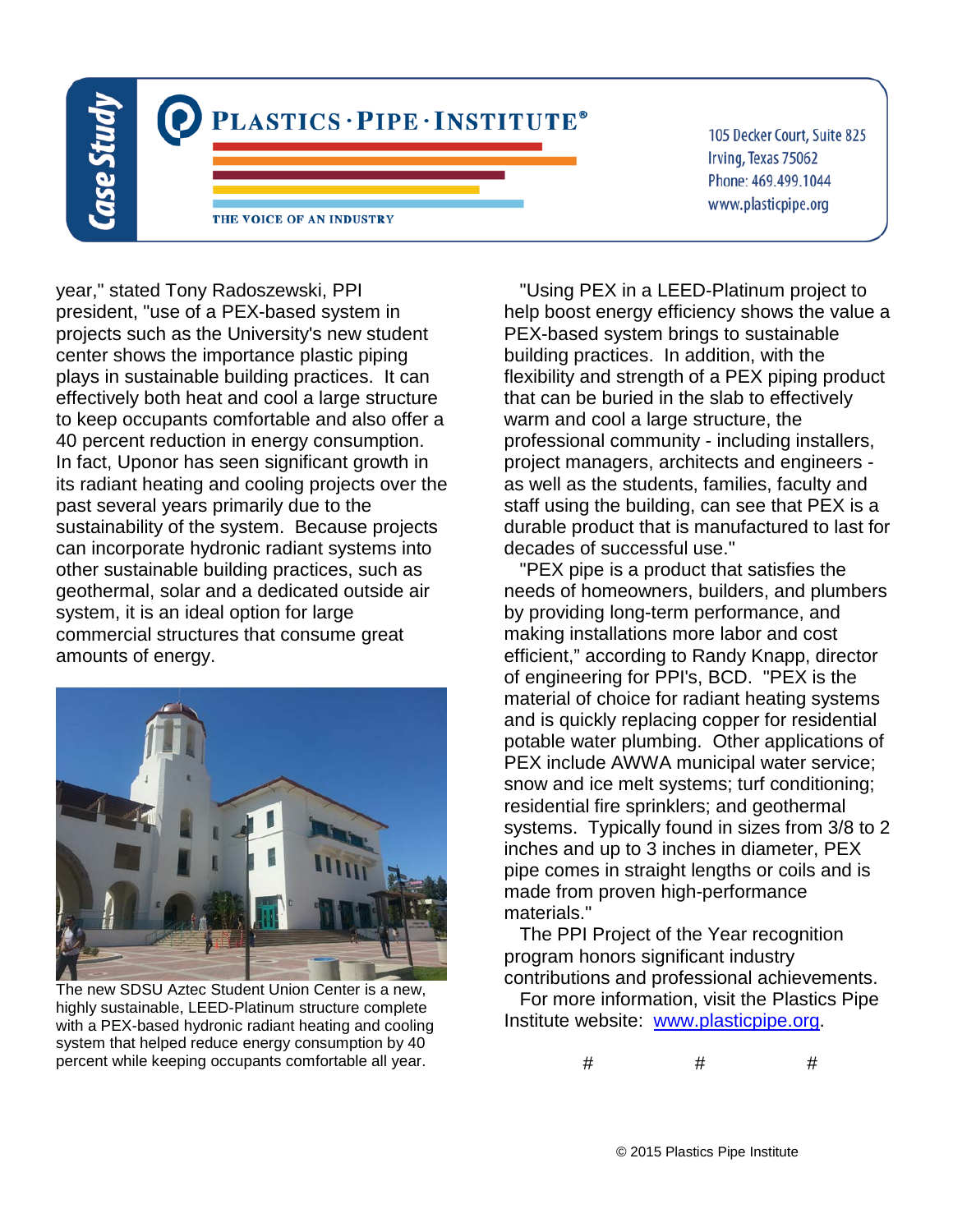year," stated Tony Radoszewski, PPI president, "use of a PEX-based system in projects such as the University's new student center shows the importance plastic piping plays in sustainable building practices. It can effectively both heat and cool a large structure to keep occupants comfortable and also offer a 40 percent reduction in energy consumption. In fact, Uponor has seen significant growth in its radiant heating and cooling projects over the past several years primarily due to the sustainability of the system. Because projects can incorporate hydronic radiant systems into other sustainable building practices, such as geothermal, solar and a dedicated outside air system, it is an ideal option for large commercial structures that consume great amounts of energy.

The new SDSU Aztec Student Union Center is a new, highly sustainable, LEED-Platinum structure complete with a PEX-based hydronic radiant heating and cooling system that helped reduce energy consumption by 40 percent while keeping occupants comfortable all year.

"Using PEX in a LEED-Platinum project to help boost energy efficiency shows the value a PEX-based system brings to sustainable building practices. In addition, with the flexibility and strength of a PEX piping product that can be buried in the slab to effectively warm and cool a large structure, the professional community - including installers, project managers, architects and engineers - as well as the students, families, faculty and staff using the building, can see that PEX is a durable product that is manufactured to last for decades of successful use."

"PEX pipe is a product that satisfies the needs of homeowners, builders, and plumbers by providing long-term performance, and making installations more labor and cost efficient," according to Randy Knapp, director of engineering for PPI's, BCD. "PEX is the material of choice for radiant heating systems and is quickly replacing copper for residential potable water plumbing. Other applications of PEX include AWWA municipal water service; snow and ice melt systems; turf conditioning; residential fire sprinklers; and geothermal systems. Typically found in sizes from 3/8 to 2 inches and up to 3 inches in diameter, PEX pipe comes in straight lengths or coils and is made from proven high-performance materials."

The PPI Project of the Year recognition program honors significant industry contributions and professional achievements.

For more information, visit the Plastics Pipe Institute website: www.plasticpipe.org.

# # #